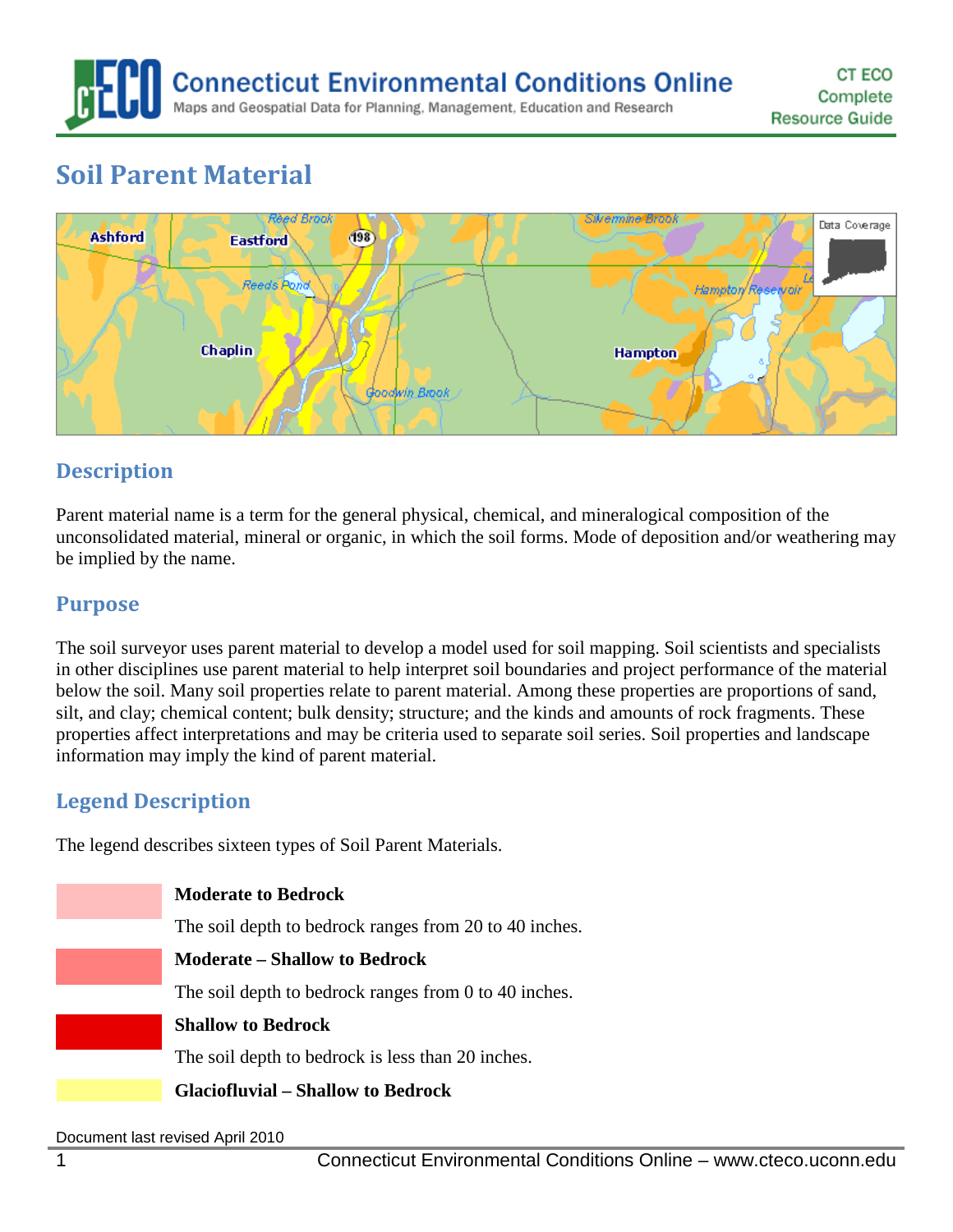# Connecticut Environmental Conditions Online

Maps and Geospatial Data for Planning, Management, Education and Research

CT ECO Complete Resource Guide

## Soil Parent Material

### Description

Parent material name is a term for the general physical, chemical, and mineralogical composition of the unconsolidated material, mineral or organic, in which the soil forms. Mode of deposition and/or weathering may be implied by the name.

### Purpose

The soil surveyor uses parent material to develop a model used for soil mapping. Soil scientists and specialists in other disciplines use parent material to help interpret soil boundaries and project performance of the material below the soil. Many soil properties relate to parent material. Among these properties are proportions of sand, silt, and clay; chemical content; bulk density; structure; and the kinds and amounts of rock fragments. These properties affect interpretations and may be criteria used to separate soil series. Soil properties and landscape information may imply the kind of parent material.

### Legend Description

The legend describes sixteen types of Soil Parent Materials.

**Moderate to Bedrock**

The soil depth to bedrock ranges from 20 to 40 inches.

**Moderate – Shallow to Bedrock**

The soil depth to bedrock ranges from 0 to 40 inches.

**Shallow to Bedrock**

The soil depth to bedrock is less than 20 inches.

**Glaciofluvial – Shallow to Bedrock**

Document last revised April 2010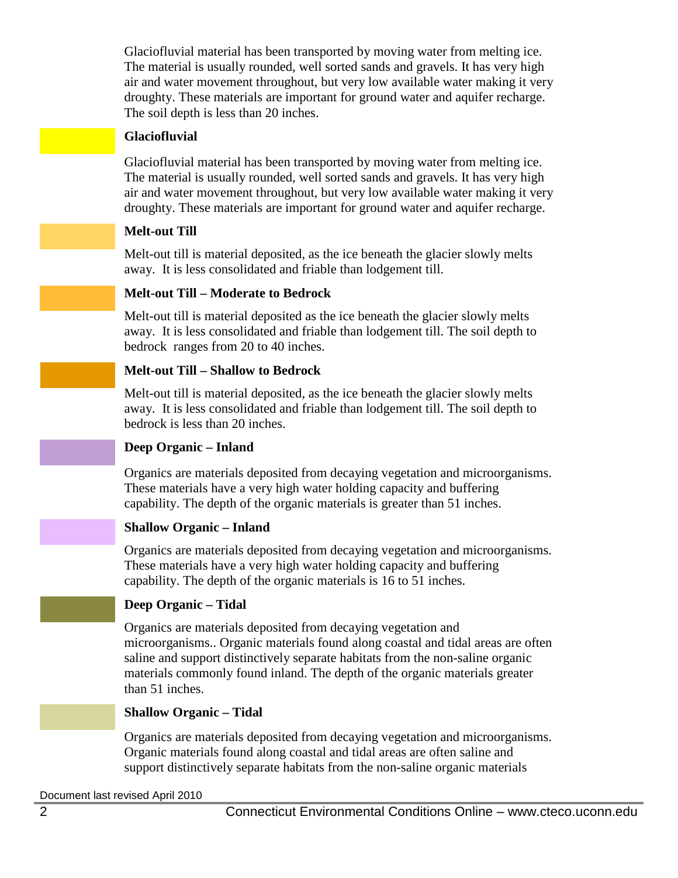Glaciofluvial material has been transported by moving water from melting ice. The material is usually rounded, well sorted sands and gravels. It has very high air and water movement throughout, but very low available water making it very droughty. These materials are important for ground water and aquifer recharge. The soil depth is less than 20 inches.

**Glaciofluvial**

Glaciofluvial material has been transported by moving water from melting ice. The material is usually rounded, well sorted sands and gravels. It has very high air and water movement throughout, but very low available water making it very droughty. These materials are important for ground water and aquifer recharge.

**Melt-out Till**

Melt-out till is material deposited, as the ice beneath the glacier slowly melts away. It is less consolidated and friable than lodgement till.

**Melt-out Till – Moderate to Bedrock**

Melt-out till is material deposited as the ice beneath the glacier slowly melts away. It is less consolidated and friable than lodgement till. The soil depth to bedrock ranges from 20 to 40 inches.

**Melt-out Till – Shallow to Bedrock**

Melt-out till is material deposited, as the ice beneath the glacier slowly melts away. It is less consolidated and friable than lodgement till. The soil depth to bedrock is less than 20 inches.

**Deep Organic – Inland**

Organics are materials deposited from decaying vegetation and microorganisms. These materials have a very high water holding capacity and buffering capability. The depth of the organic materials is greater than 51 inches.

**Shallow Organic – Inland**

Organics are materials deposited from decaying vegetation and microorganisms. These materials have a very high water holding capacity and buffering capability. The depth of the organic materials is 16 to 51 inches.

**Deep Organic – Tidal**

Organics are materials deposited from decaying vegetation and microorganisms.. Organic materials found along coastal and tidal areas are often saline and support distinctively separate habitats from the non-saline organic materials commonly found inland. The depth of the organic materials greater than 51 inches.

**Shallow Organic – Tidal**

Organics are materials deposited from decaying vegetation and microorganisms. Organic materials found along coastal and tidal areas are often saline and support distinctively separate habitats from the non-saline organic materials

Document last revised April 2010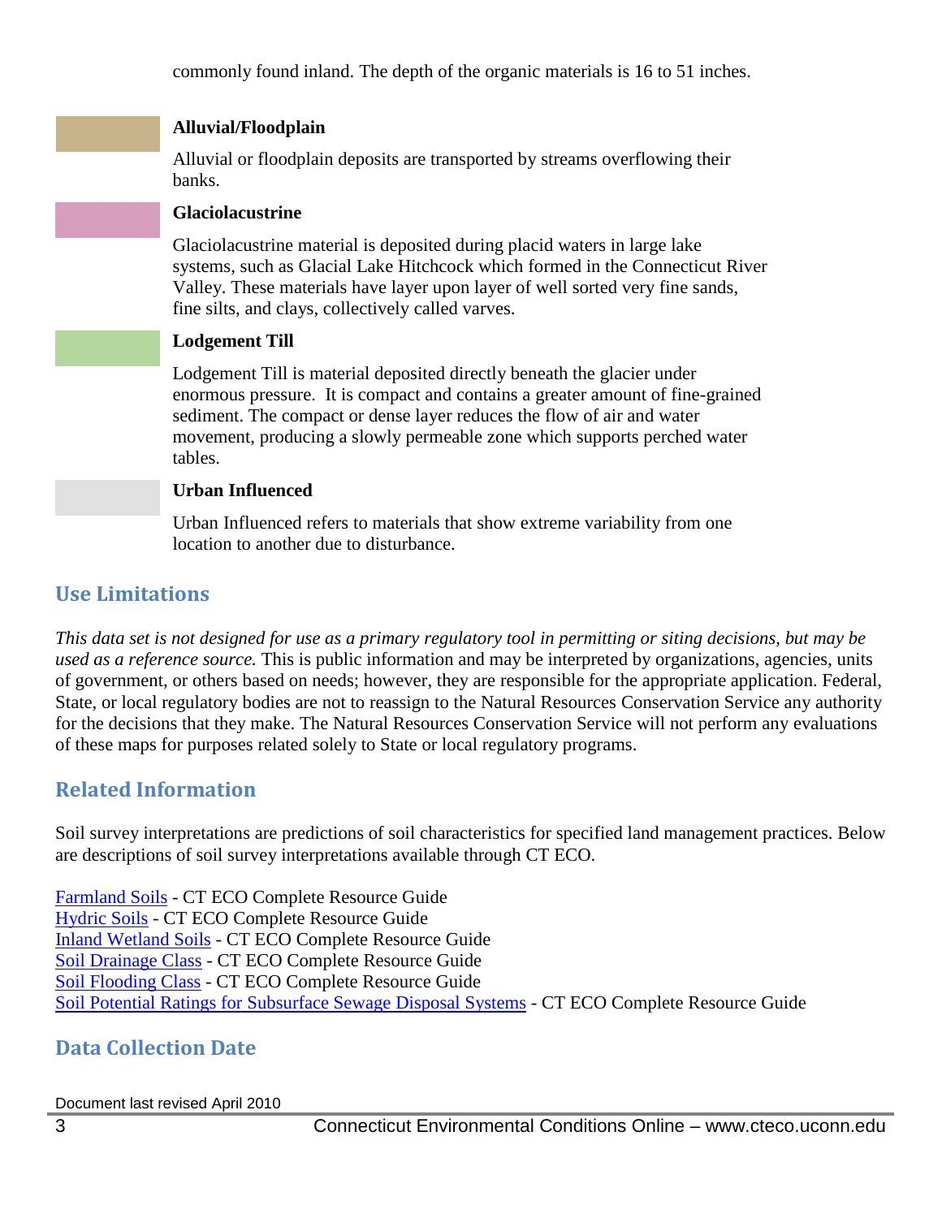commonly found inland. The depth of the organic materials is 16 to 51 inches.

**Alluvial/Floodplain**

Alluvial or floodplain deposits are transported by streams overflowing their banks.

**Glaciolacustrine**

Glaciolacustrine material is deposited during placid waters in large lake systems, such as Glacial Lake Hitchcock which formed in the Connecticut River Valley. These materials have layer upon layer of well sorted very fine sands, fine silts, and clays, collectively called varves.

**Lodgement Till**

Lodgement Till is material deposited directly beneath the glacier under enormous pressure. It is compact and contains a greater amount of fine-grained sediment. The compact or dense layer reduces the flow of air and water movement, producing a slowly permeable zone which supports perched water tables.

**Urban Influenced**

Urban Influenced refers to materials that show extreme variability from one location to another due to disturbance.

## Use Limitations

*This data set is not designed for use as a primary regulatory tool in permitting or siting decisions, but may be used as a reference source.* This is public information and may be interpreted by organizations, agencies, units of government, or others based on needs; however, they are responsible for the appropriate application. Federal, State, or local regulatory bodies are not to reassign to the Natural Resources Conservation Service any authority for the decisions that they make. The Natural Resources Conservation Service will not perform any evaluations of these maps for purposes related solely to State or local regulatory programs.

## Related Information

Soil survey interpretations are predictions of soil characteristics for specified land management practices. Below are descriptions of soil survey interpretations available through CT ECO.

Farmland Soils - CT ECO Complete Resource Guide
Hydric Soils - CT ECO Complete Resource Guide
Inland Wetland Soils - CT ECO Complete Resource Guide
Soil Drainage Class - CT ECO Complete Resource Guide
Soil Flooding Class - CT ECO Complete Resource Guide
Soil Potential Ratings for Subsurface Sewage Disposal Systems - CT ECO Complete Resource Guide

## Data Collection Date

Document last revised April 2010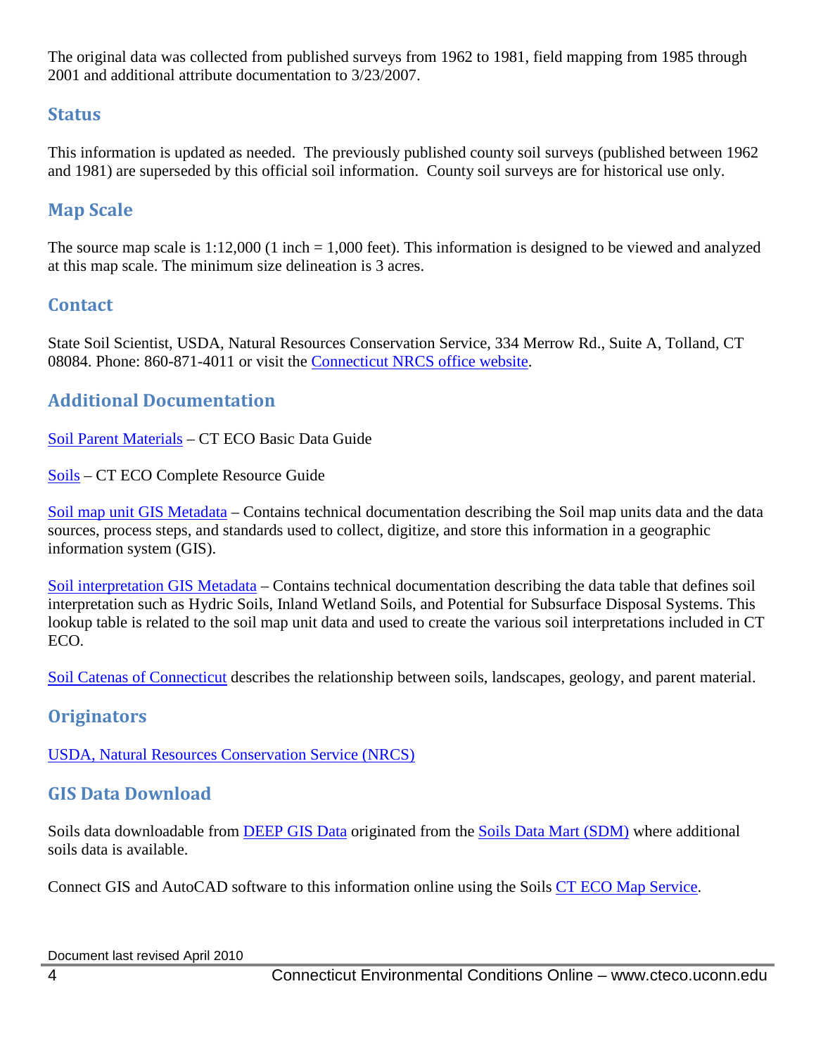The original data was collected from published surveys from 1962 to 1981, field mapping from 1985 through 2001 and additional attribute documentation to 3/23/2007.

## Status

This information is updated as needed. The previously published county soil surveys (published between 1962 and 1981) are superseded by this official soil information. County soil surveys are for historical use only.

## Map Scale

The source map scale is 1:12,000 (1 inch = 1,000 feet). This information is designed to be viewed and analyzed at this map scale. The minimum size delineation is 3 acres.

## Contact

State Soil Scientist, USDA, Natural Resources Conservation Service, 334 Merrow Rd., Suite A, Tolland, CT 08084. Phone: 860-871-4011 or visit the Connecticut NRCS office website.

## Additional Documentation

Soil Parent Materials – CT ECO Basic Data Guide

Soils – CT ECO Complete Resource Guide

Soil map unit GIS Metadata – Contains technical documentation describing the Soil map units data and the data sources, process steps, and standards used to collect, digitize, and store this information in a geographic information system (GIS).

Soil interpretation GIS Metadata – Contains technical documentation describing the data table that defines soil interpretation such as Hydric Soils, Inland Wetland Soils, and Potential for Subsurface Disposal Systems. This lookup table is related to the soil map unit data and used to create the various soil interpretations included in CT ECO.

Soil Catenas of Connecticut describes the relationship between soils, landscapes, geology, and parent material.

## Originators

USDA, Natural Resources Conservation Service (NRCS)

## GIS Data Download

Soils data downloadable from DEEP GIS Data originated from the Soils Data Mart (SDM) where additional soils data is available.

Connect GIS and AutoCAD software to this information online using the Soils CT ECO Map Service.

Document last revised April 2010